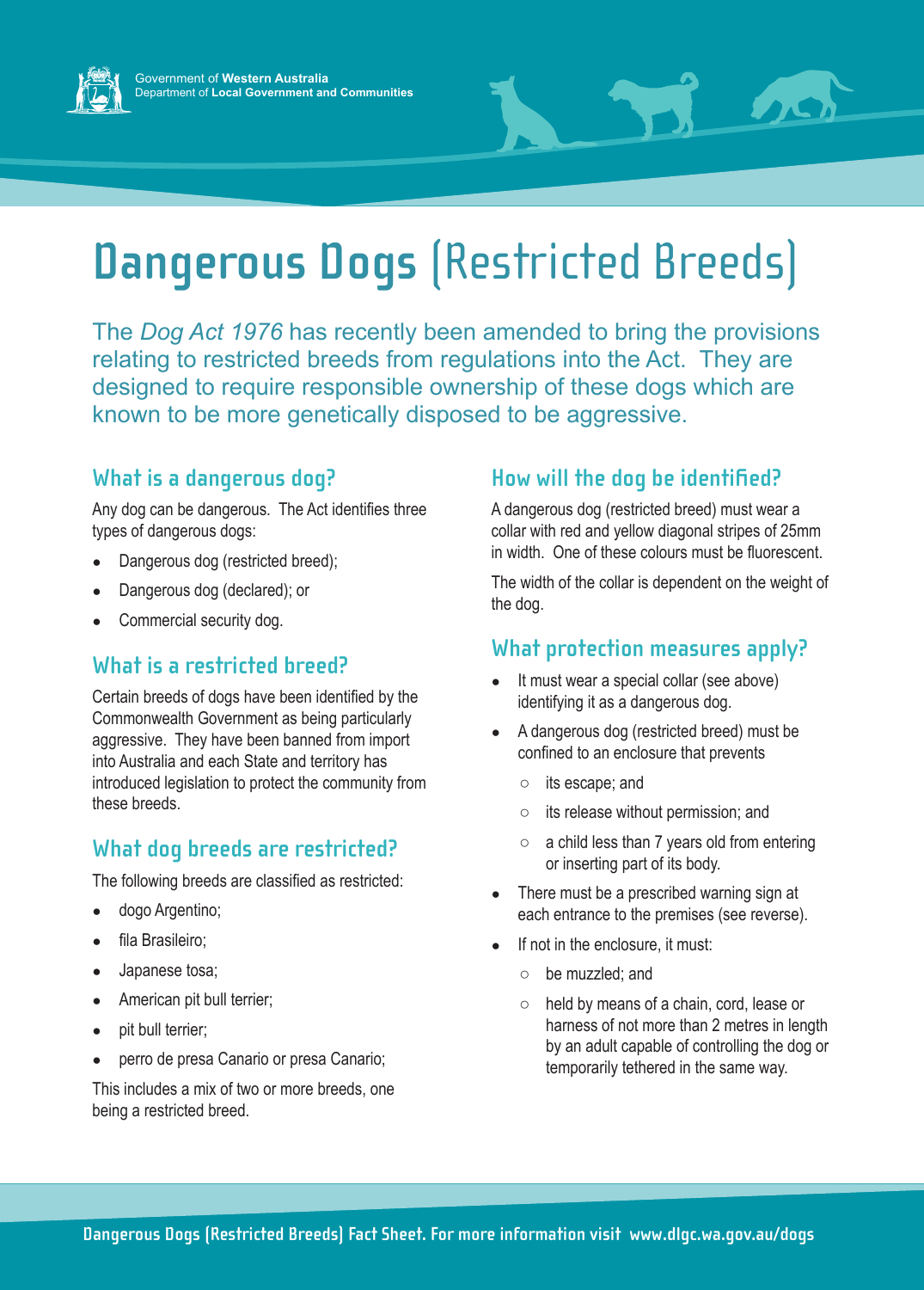Government of **Western Australia**
Department of **Local Government and Communities**

# Dangerous Dogs (Restricted Breeds)

The *Dog Act 1976* has recently been amended to bring the provisions relating to restricted breeds from regulations into the Act. They are designed to require responsible ownership of these dogs which are known to be more genetically disposed to be aggressive.

## What is a dangerous dog?

Any dog can be dangerous. The Act identifies three types of dangerous dogs:

- Dangerous dog (restricted breed);
- Dangerous dog (declared); or
- Commercial security dog.

## What is a restricted breed?

Certain breeds of dogs have been identified by the Commonwealth Government as being particularly aggressive. They have been banned from import into Australia and each State and territory has introduced legislation to protect the community from these breeds.

## What dog breeds are restricted?

The following breeds are classified as restricted:

- dogo Argentino;
- fila Brasileiro;
- Japanese tosa;
- American pit bull terrier;
- pit bull terrier;
- perro de presa Canario or presa Canario;

This includes a mix of two or more breeds, one being a restricted breed.

## How will the dog be identified?

A dangerous dog (restricted breed) must wear a collar with red and yellow diagonal stripes of 25mm in width. One of these colours must be fluorescent.

The width of the collar is dependent on the weight of the dog.

## What protection measures apply?

- It must wear a special collar (see above) identifying it as a dangerous dog.
- A dangerous dog (restricted breed) must be confined to an enclosure that prevents
  - its escape; and
  - its release without permission; and
  - a child less than 7 years old from entering or inserting part of its body.
- There must be a prescribed warning sign at each entrance to the premises (see reverse).
- If not in the enclosure, it must:
  - be muzzled; and
  - held by means of a chain, cord, lease or harness of not more than 2 metres in length by an adult capable of controlling the dog or temporarily tethered in the same way.

**Dangerous Dogs (Restricted Breeds) Fact Sheet. For more information visit www.dlgc.wa.gov.au/dogs**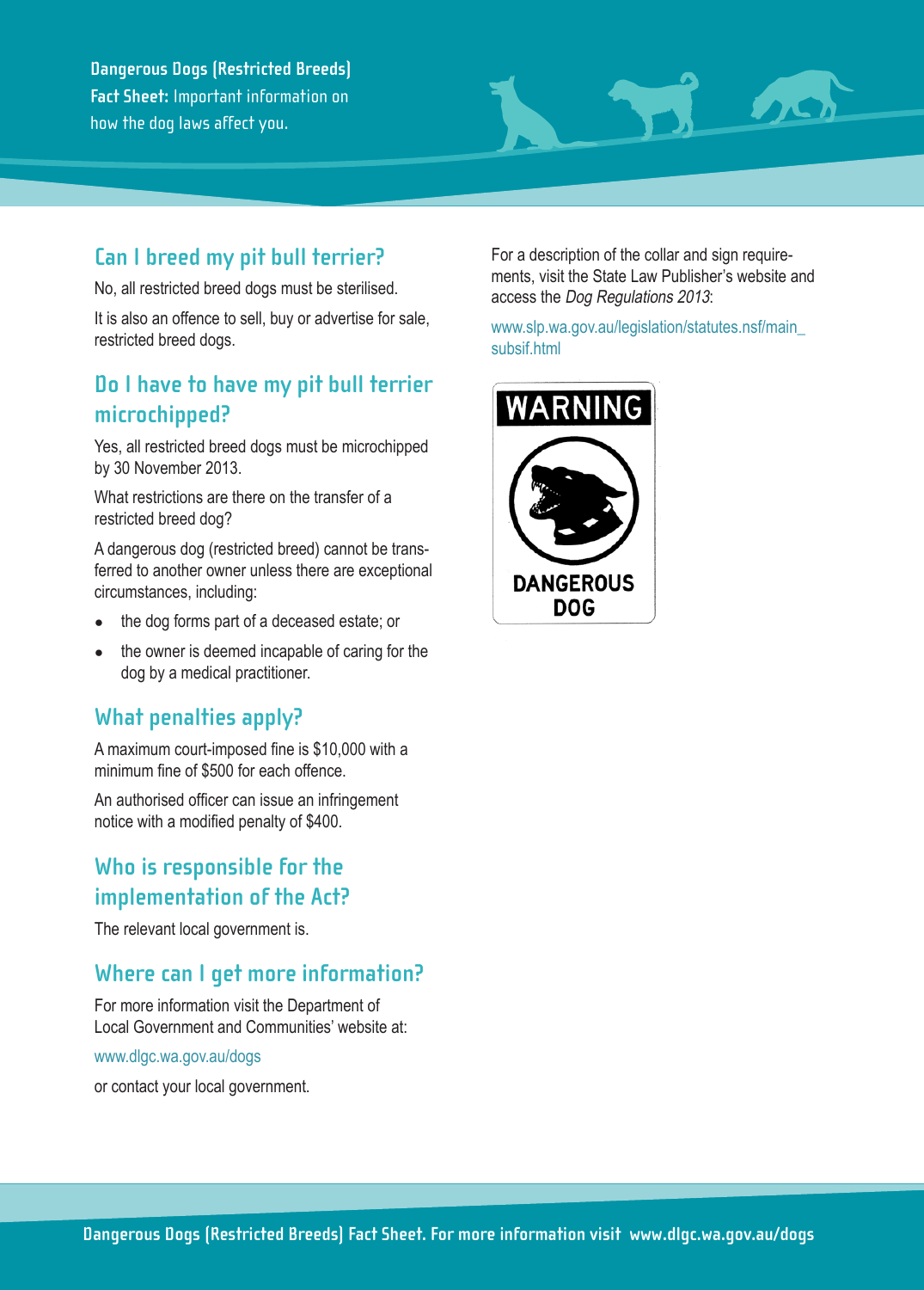Dangerous Dogs (Restricted Breeds) **Fact Sheet:** Important information on how the dog laws affect you.

## Can I breed my pit bull terrier?

No, all restricted breed dogs must be sterilised.

It is also an offence to sell, buy or advertise for sale, restricted breed dogs.

## Do I have to have my pit bull terrier microchipped?

Yes, all restricted breed dogs must be microchipped by 30 November 2013.

What restrictions are there on the transfer of a restricted breed dog?

A dangerous dog (restricted breed) cannot be transferred to another owner unless there are exceptional circumstances, including:

- the dog forms part of a deceased estate; or
- the owner is deemed incapable of caring for the dog by a medical practitioner.

## What penalties apply?

A maximum court-imposed fine is $10,000 with a minimum fine of $500 for each offence.

An authorised officer can issue an infringement notice with a modified penalty of $400.

## Who is responsible for the implementation of the Act?

The relevant local government is.

## Where can I get more information?

For more information visit the Department of Local Government and Communities' website at:

www.dlgc.wa.gov.au/dogs

or contact your local government.

For a description of the collar and sign requirements, visit the State Law Publisher's website and access the *Dog Regulations 2013*:

www.slp.wa.gov.au/legislation/statutes.nsf/main_subsif.html

WARNING

DANGEROUS DOG